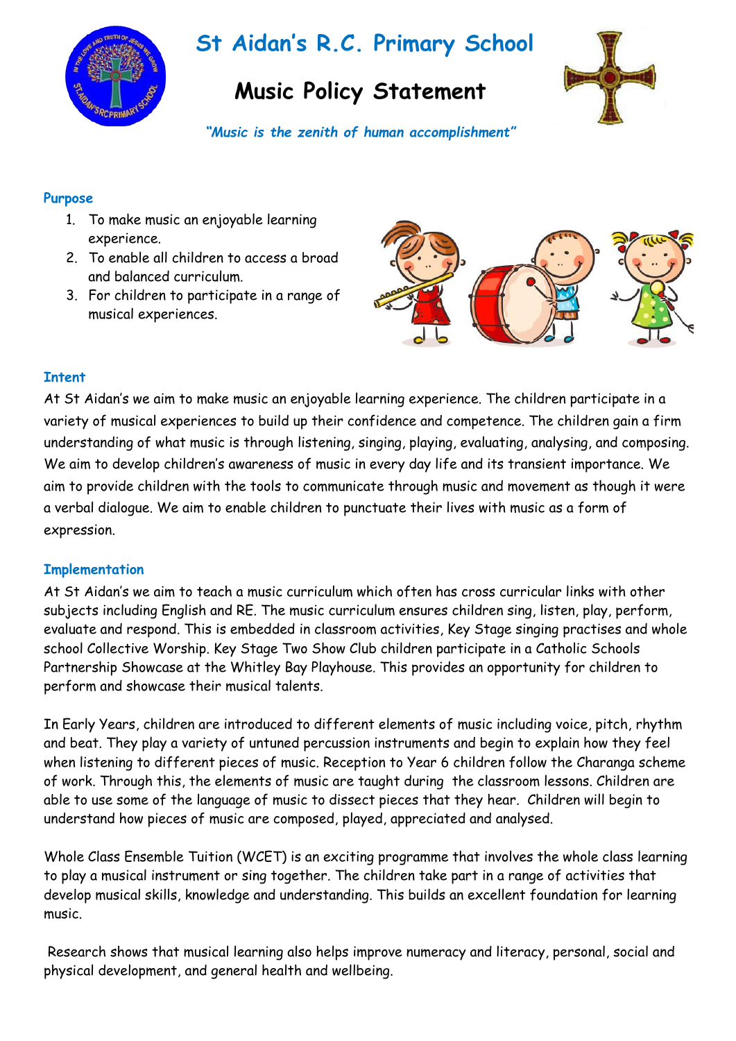# St Aidan's R.C. Primary School

## Music Policy Statement

*"Music is the zenith of human accomplishment"*

### Purpose

1. To make music an enjoyable learning experience.
2. To enable all children to access a broad and balanced curriculum.
3. For children to participate in a range of musical experiences.

### Intent

At St Aidan's we aim to make music an enjoyable learning experience. The children participate in a variety of musical experiences to build up their confidence and competence. The children gain a firm understanding of what music is through listening, singing, playing, evaluating, analysing, and composing. We aim to develop children's awareness of music in every day life and its transient importance. We aim to provide children with the tools to communicate through music and movement as though it were a verbal dialogue. We aim to enable children to punctuate their lives with music as a form of expression.

### Implementation

At St Aidan's we aim to teach a music curriculum which often has cross curricular links with other subjects including English and RE. The music curriculum ensures children sing, listen, play, perform, evaluate and respond. This is embedded in classroom activities, Key Stage singing practises and whole school Collective Worship. Key Stage Two Show Club children participate in a Catholic Schools Partnership Showcase at the Whitley Bay Playhouse. This provides an opportunity for children to perform and showcase their musical talents.

In Early Years, children are introduced to different elements of music including voice, pitch, rhythm and beat. They play a variety of untuned percussion instruments and begin to explain how they feel when listening to different pieces of music. Reception to Year 6 children follow the Charanga scheme of work. Through this, the elements of music are taught during the classroom lessons. Children are able to use some of the language of music to dissect pieces that they hear. Children will begin to understand how pieces of music are composed, played, appreciated and analysed.

Whole Class Ensemble Tuition (WCET) is an exciting programme that involves the whole class learning to play a musical instrument or sing together. The children take part in a range of activities that develop musical skills, knowledge and understanding. This builds an excellent foundation for learning music.

Research shows that musical learning also helps improve numeracy and literacy, personal, social and physical development, and general health and wellbeing.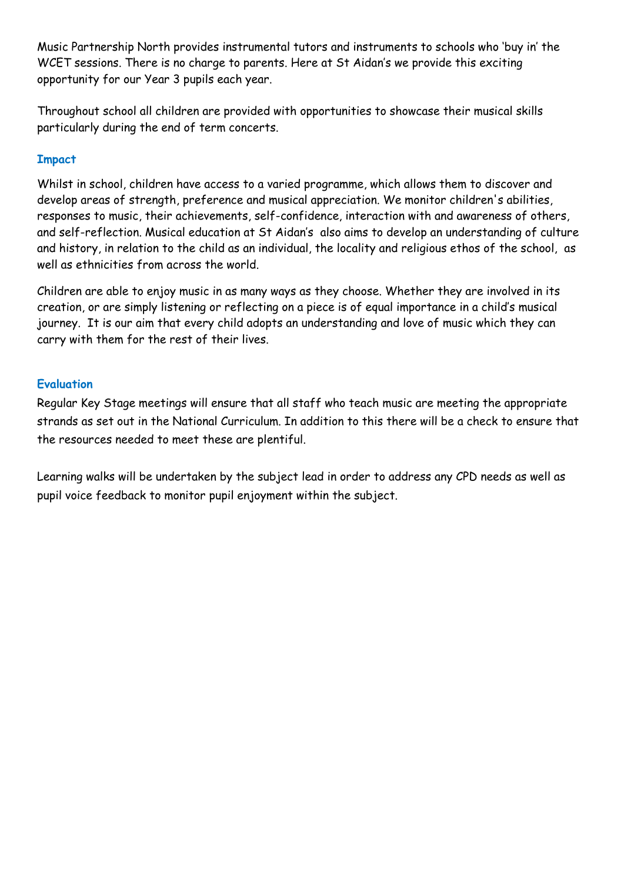Music Partnership North provides instrumental tutors and instruments to schools who 'buy in' the WCET sessions. There is no charge to parents. Here at St Aidan's we provide this exciting opportunity for our Year 3 pupils each year.

Throughout school all children are provided with opportunities to showcase their musical skills particularly during the end of term concerts.

### Impact

Whilst in school, children have access to a varied programme, which allows them to discover and develop areas of strength, preference and musical appreciation. We monitor children's abilities, responses to music, their achievements, self-confidence, interaction with and awareness of others, and self-reflection. Musical education at St Aidan's also aims to develop an understanding of culture and history, in relation to the child as an individual, the locality and religious ethos of the school, as well as ethnicities from across the world.

Children are able to enjoy music in as many ways as they choose. Whether they are involved in its creation, or are simply listening or reflecting on a piece is of equal importance in a child's musical journey. It is our aim that every child adopts an understanding and love of music which they can carry with them for the rest of their lives.

### Evaluation

Regular Key Stage meetings will ensure that all staff who teach music are meeting the appropriate strands as set out in the National Curriculum. In addition to this there will be a check to ensure that the resources needed to meet these are plentiful.

Learning walks will be undertaken by the subject lead in order to address any CPD needs as well as pupil voice feedback to monitor pupil enjoyment within the subject.